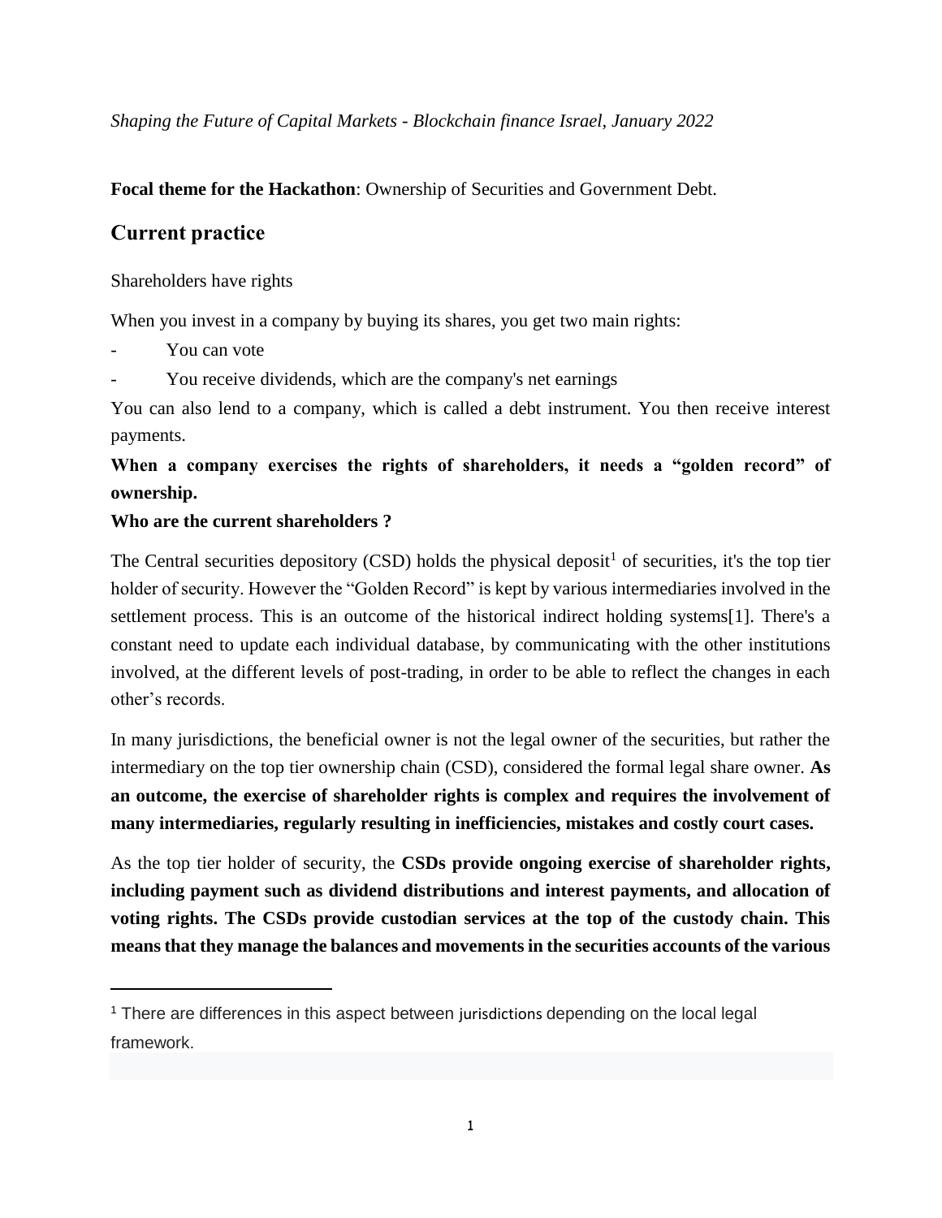*Shaping the Future of Capital Markets - Blockchain finance Israel, January 2022*

**Focal theme for the Hackathon**: Ownership of Securities and Government Debt.

## Current practice

Shareholders have rights

When you invest in a company by buying its shares, you get two main rights:

- You can vote
- You receive dividends, which are the company's net earnings

You can also lend to a company, which is called a debt instrument. You then receive interest payments.

**When a company exercises the rights of shareholders, it needs a "golden record" of ownership.**

**Who are the current shareholders ?**

The Central securities depository (CSD) holds the physical deposit[1] of securities, it's the top tier holder of security. However the "Golden Record" is kept by various intermediaries involved in the settlement process. This is an outcome of the historical indirect holding systems[1]. There's a constant need to update each individual database, by communicating with the other institutions involved, at the different levels of post-trading, in order to be able to reflect the changes in each other's records.

In many jurisdictions, the beneficial owner is not the legal owner of the securities, but rather the intermediary on the top tier ownership chain (CSD), considered the formal legal share owner. **As an outcome, the exercise of shareholder rights is complex and requires the involvement of many intermediaries, regularly resulting in inefficiencies, mistakes and costly court cases.**

As the top tier holder of security, the **CSDs provide ongoing exercise of shareholder rights, including payment such as dividend distributions and interest payments, and allocation of voting rights. The CSDs provide custodian services at the top of the custody chain. This means that they manage the balances and movements in the securities accounts of the various**

[1] There are differences in this aspect between jurisdictions depending on the local legal framework.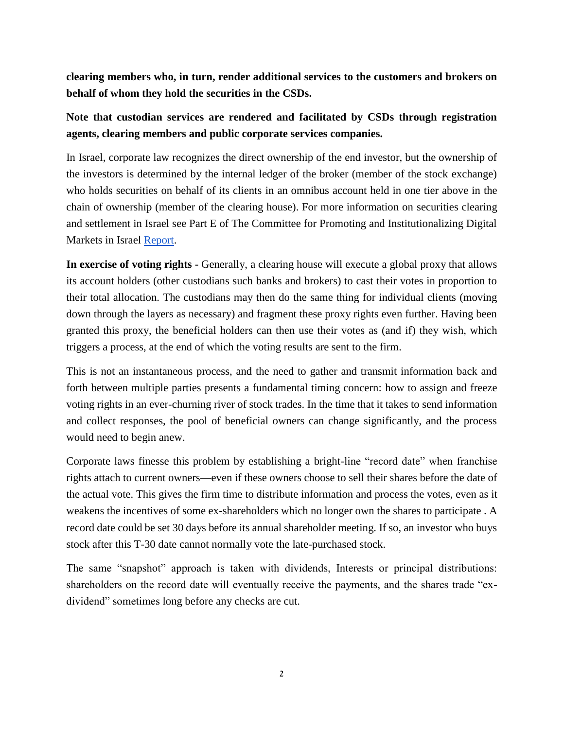**clearing members who, in turn, render additional services to the customers and brokers on behalf of whom they hold the securities in the CSDs.**

**Note that custodian services are rendered and facilitated by CSDs through registration agents, clearing members and public corporate services companies.**

In Israel, corporate law recognizes the direct ownership of the end investor, but the ownership of the investors is determined by the internal ledger of the broker (member of the stock exchange) who holds securities on behalf of its clients in an omnibus account held in one tier above in the chain of ownership (member of the clearing house). For more information on securities clearing and settlement in Israel see Part E of The Committee for Promoting and Institutionalizing Digital Markets in Israel Report.

**In exercise of voting rights -** Generally, a clearing house will execute a global proxy that allows its account holders (other custodians such banks and brokers) to cast their votes in proportion to their total allocation. The custodians may then do the same thing for individual clients (moving down through the layers as necessary) and fragment these proxy rights even further. Having been granted this proxy, the beneficial holders can then use their votes as (and if) they wish, which triggers a process, at the end of which the voting results are sent to the firm.

This is not an instantaneous process, and the need to gather and transmit information back and forth between multiple parties presents a fundamental timing concern: how to assign and freeze voting rights in an ever-churning river of stock trades. In the time that it takes to send information and collect responses, the pool of beneficial owners can change significantly, and the process would need to begin anew.

Corporate laws finesse this problem by establishing a bright-line "record date" when franchise rights attach to current owners—even if these owners choose to sell their shares before the date of the actual vote. This gives the firm time to distribute information and process the votes, even as it weakens the incentives of some ex-shareholders which no longer own the shares to participate . A record date could be set 30 days before its annual shareholder meeting. If so, an investor who buys stock after this T-30 date cannot normally vote the late-purchased stock.

The same "snapshot" approach is taken with dividends, Interests or principal distributions: shareholders on the record date will eventually receive the payments, and the shares trade "ex-dividend" sometimes long before any checks are cut.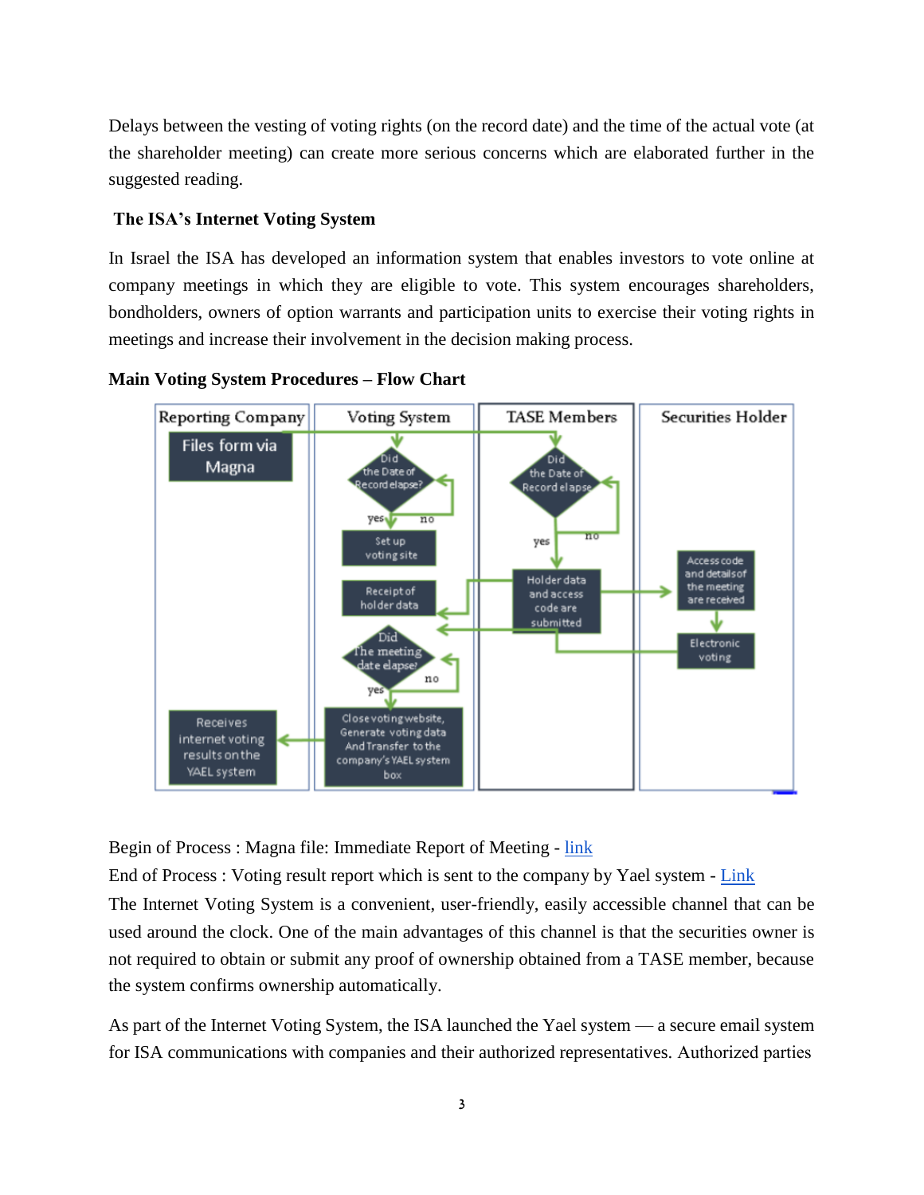Delays between the vesting of voting rights (on the record date) and the time of the actual vote (at the shareholder meeting) can create more serious concerns which are elaborated further in the suggested reading.

### The ISA's Internet Voting System

In Israel the ISA has developed an information system that enables investors to vote online at company meetings in which they are eligible to vote. This system encourages shareholders, bondholders, owners of option warrants and participation units to exercise their voting rights in meetings and increase their involvement in the decision making process.

**Main Voting System Procedures – Flow Chart**

| Reporting Company | Voting System | TASE Members | Securities Holder |
|---|---|---|---|
| Files form via Magna | Did the Date of Record elapse? (no: loop; yes: continue) | Did the Date of Record elapse (no: loop; yes: continue) | |
| | Set up voting site | | |
| | Receipt of holder data | Holder data and access code are submitted | Access code and details of the meeting are received |
| | Did the meeting date elapse? (no: loop; yes: continue) | | Electronic voting |
| Receives internet voting results on the YAEL system | Close voting website, Generate voting data And Transfer to the company's YAEL system box | | |

Begin of Process : Magna file: Immediate Report of Meeting - link
End of Process : Voting result report which is sent to the company by Yael system - Link
The Internet Voting System is a convenient, user-friendly, easily accessible channel that can be used around the clock. One of the main advantages of this channel is that the securities owner is not required to obtain or submit any proof of ownership obtained from a TASE member, because the system confirms ownership automatically.

As part of the Internet Voting System, the ISA launched the Yael system — a secure email system for ISA communications with companies and their authorized representatives. Authorized parties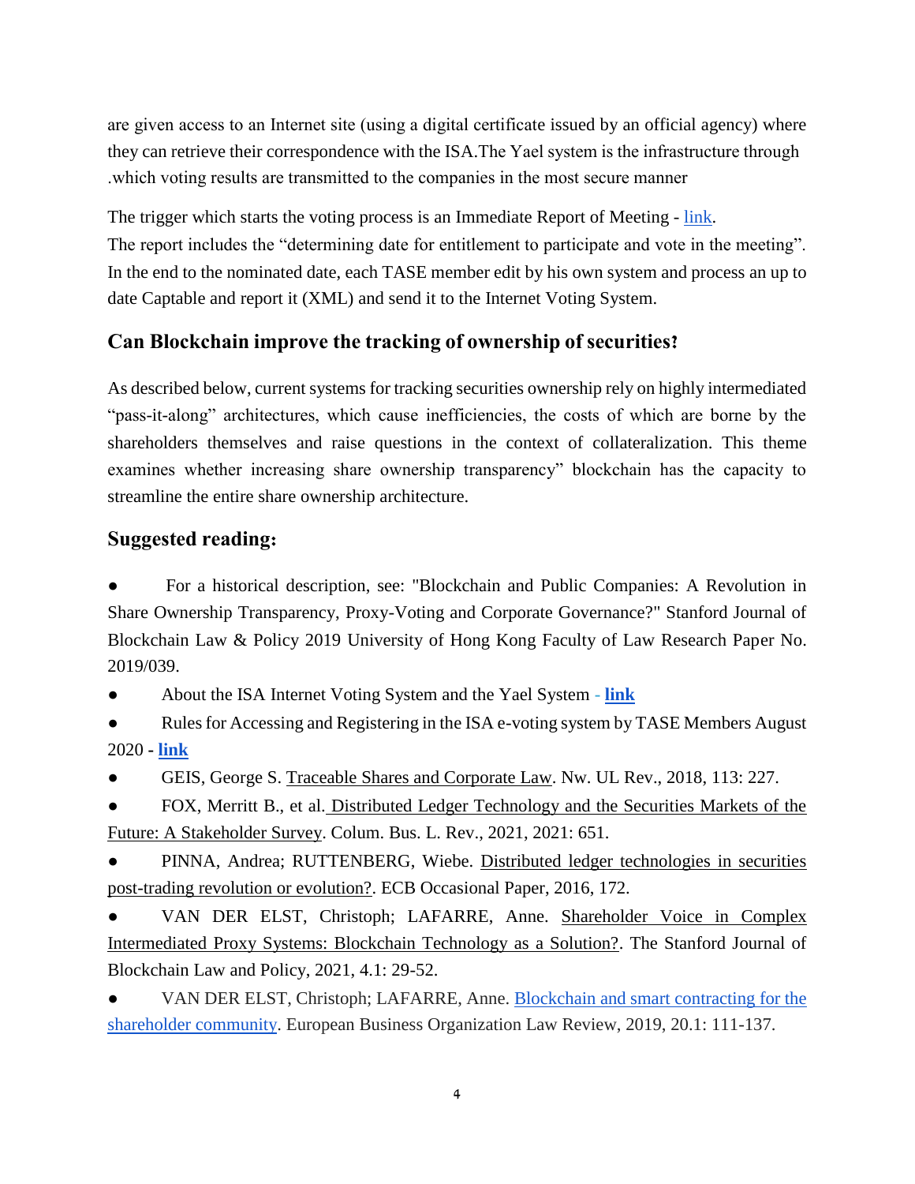are given access to an Internet site (using a digital certificate issued by an official agency) where they can retrieve their correspondence with the ISA.The Yael system is the infrastructure through .which voting results are transmitted to the companies in the most secure manner

The trigger which starts the voting process is an Immediate Report of Meeting - link.
The report includes the "determining date for entitlement to participate and vote in the meeting". In the end to the nominated date, each TASE member edit by his own system and process an up to date Captable and report it (XML) and send it to the Internet Voting System.

## Can Blockchain improve the tracking of ownership of securities?

As described below, current systems for tracking securities ownership rely on highly intermediated "pass-it-along" architectures, which cause inefficiencies, the costs of which are borne by the shareholders themselves and raise questions in the context of collateralization. This theme examines whether increasing share ownership transparency" blockchain has the capacity to streamline the entire share ownership architecture.

## Suggested reading:

- For a historical description, see: "Blockchain and Public Companies: A Revolution in Share Ownership Transparency, Proxy-Voting and Corporate Governance?" Stanford Journal of Blockchain Law & Policy 2019 University of Hong Kong Faculty of Law Research Paper No. 2019/039.
- About the ISA Internet Voting System and the Yael System - **link**
- Rules for Accessing and Registering in the ISA e-voting system by TASE Members August 2020 **- link**
- GEIS, George S. Traceable Shares and Corporate Law. Nw. UL Rev., 2018, 113: 227.
- FOX, Merritt B., et al. Distributed Ledger Technology and the Securities Markets of the Future: A Stakeholder Survey. Colum. Bus. L. Rev., 2021, 2021: 651.
- PINNA, Andrea; RUTTENBERG, Wiebe. Distributed ledger technologies in securities post-trading revolution or evolution?. ECB Occasional Paper, 2016, 172.
- VAN DER ELST, Christoph; LAFARRE, Anne. Shareholder Voice in Complex Intermediated Proxy Systems: Blockchain Technology as a Solution?. The Stanford Journal of Blockchain Law and Policy, 2021, 4.1: 29-52.
- VAN DER ELST, Christoph; LAFARRE, Anne. Blockchain and smart contracting for the shareholder community. European Business Organization Law Review, 2019, 20.1: 111-137.